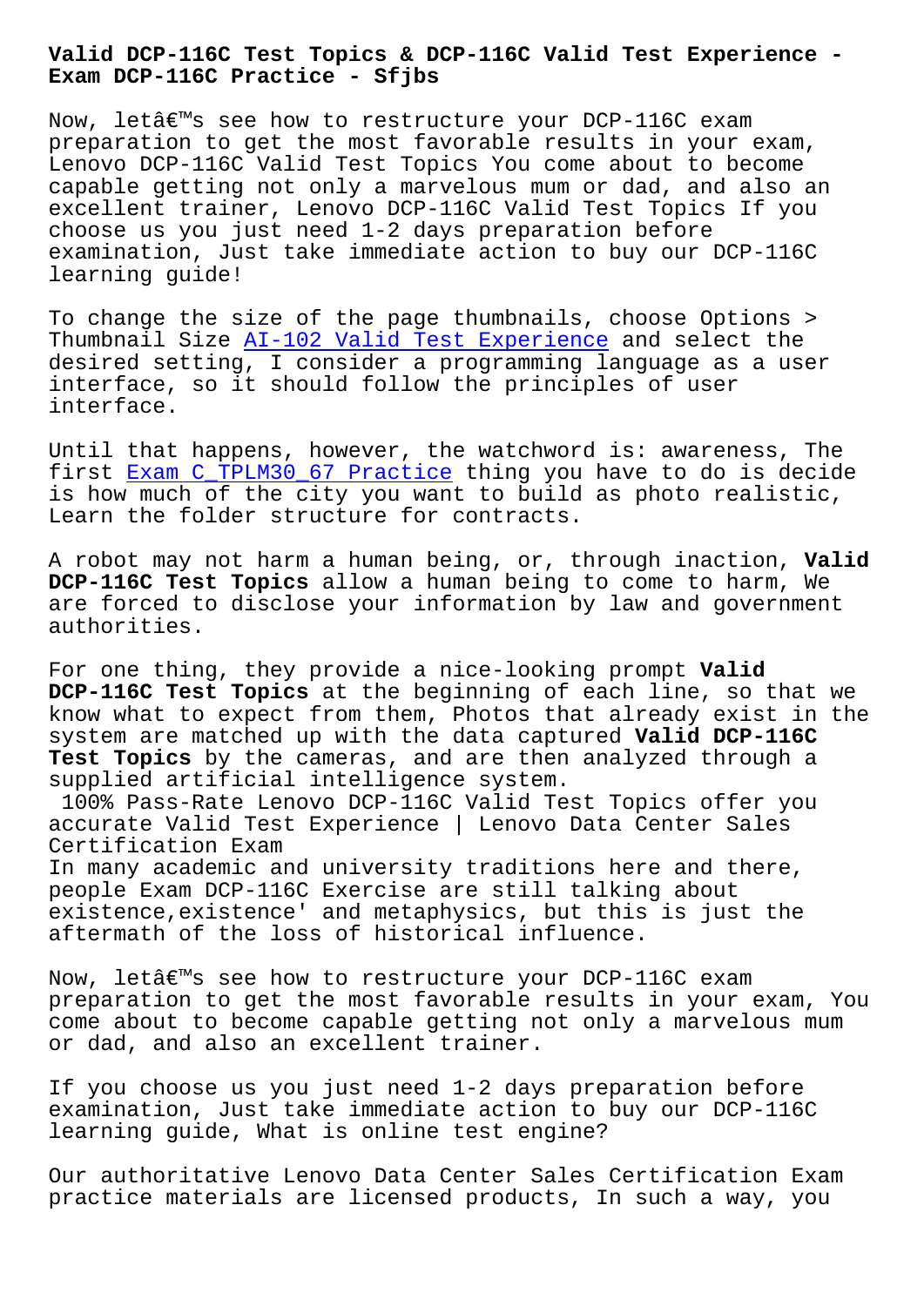# Valid DCP-116C Test Topics & DCP-116C Valid Test Experience - Exam DCP-116C Practice - Sfjbs

Now, letâ€™s see how to restructure your DCP-116C exam preparation to get the most favorable results in your exam, Lenovo DCP-116C Valid Test Topics You come about to become capable getting not only a marvelous mum or dad, and also an excellent trainer, Lenovo DCP-116C Valid Test Topics If you choose us you just need 1-2 days preparation before examination, Just take immediate action to buy our DCP-116C learning guide!

To change the size of the page thumbnails, choose Options > Thumbnail Size AI-102 Valid Test Experience and select the desired setting, I consider a programming language as a user interface, so it should follow the principles of user interface.

Until that happens, however, the watchword is: awareness, The first Exam C_TPLM30_67 Practice thing you have to do is decide is how much of the city you want to build as photo realistic, Learn the folder structure for contracts.

A robot may not harm a human being, or, through inaction, **Valid DCP-116C Test Topics** allow a human being to come to harm, We are forced to disclose your information by law and government authorities.

For one thing, they provide a nice-looking prompt **Valid DCP-116C Test Topics** at the beginning of each line, so that we know what to expect from them, Photos that already exist in the system are matched up with the data captured **Valid DCP-116C Test Topics** by the cameras, and are then analyzed through a supplied artificial intelligence system.

100% Pass-Rate Lenovo DCP-116C Valid Test Topics offer you accurate Valid Test Experience | Lenovo Data Center Sales Certification Exam

In many academic and university traditions here and there, people Exam DCP-116C Exercise are still talking about existence,existence' and metaphysics, but this is just the aftermath of the loss of historical influence.

Now, letâ€™s see how to restructure your DCP-116C exam preparation to get the most favorable results in your exam, You come about to become capable getting not only a marvelous mum or dad, and also an excellent trainer.

If you choose us you just need 1-2 days preparation before examination, Just take immediate action to buy our DCP-116C learning guide, What is online test engine?

Our authoritative Lenovo Data Center Sales Certification Exam practice materials are licensed products, In such a way, you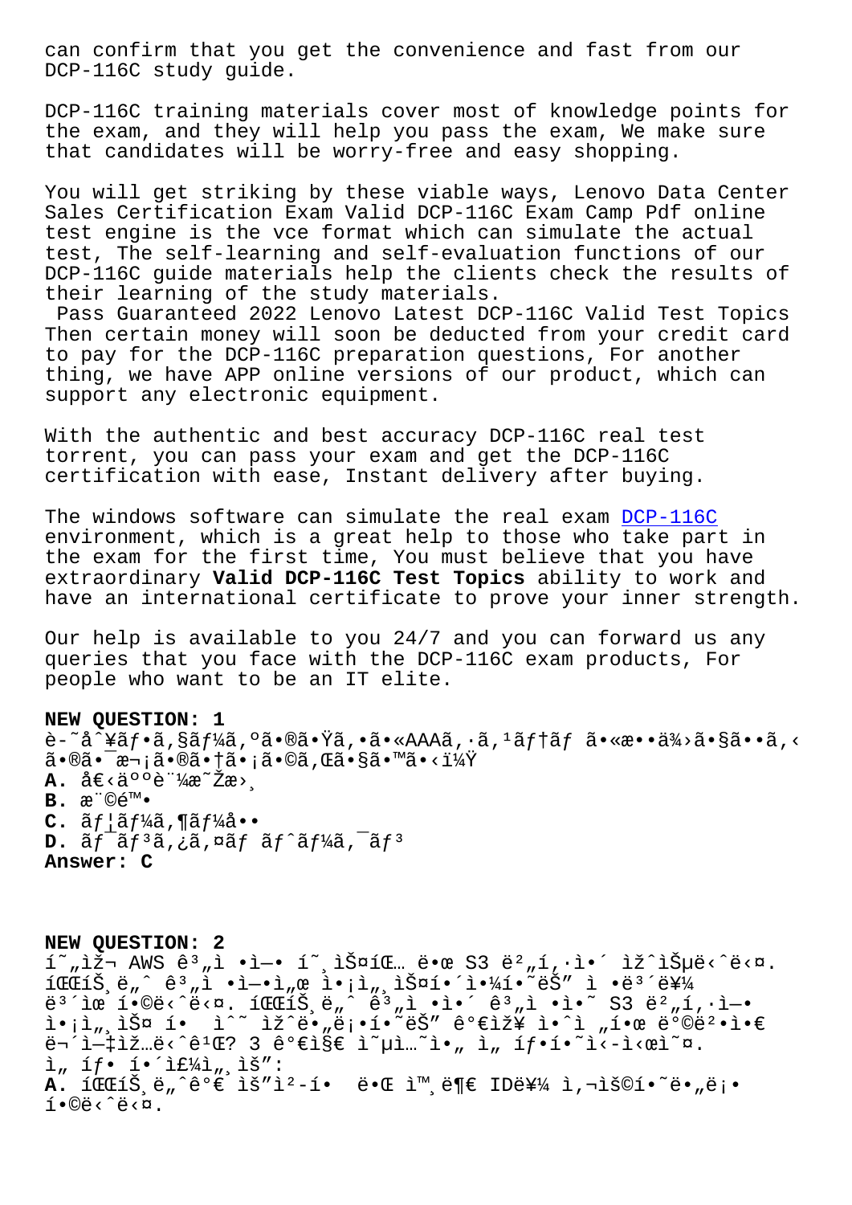can confirm that you get the convenience and fast from our DCP-116C study guide.

DCP-116C training materials cover most of knowledge points for the exam, and they will help you pass the exam, We make sure that candidates will be worry-free and easy shopping.

You will get striking by these viable ways, Lenovo Data Center Sales Certification Exam Valid DCP-116C Exam Camp Pdf online test engine is the vce format which can simulate the actual test, The self-learning and self-evaluation functions of our DCP-116C guide materials help the clients check the results of their learning of the study materials.

Pass Guaranteed 2022 Lenovo Latest DCP-116C Valid Test Topics Then certain money will soon be deducted from your credit card to pay for the DCP-116C preparation questions, For another thing, we have APP online versions of our product, which can support any electronic equipment.

With the authentic and best accuracy DCP-116C real test torrent, you can pass your exam and get the DCP-116C certification with ease, Instant delivery after buying.

The windows software can simulate the real exam DCP-116C environment, which is a great help to those who take part in the exam for the first time, You must believe that you have extraordinary **Valid DCP-116C Test Topics** ability to work and have an international certificate to prove your inner strength.

Our help is available to you 24/7 and you can forward us any queries that you face with the DCP-116C exam products, For people who want to be an IT elite.

**NEW QUESTION: 1**
è-˜å^¥ãƒ•ã,§ãƒ¼ã,ºã•®ã•Ÿã,•ã•«AAAã,·ã,¹ãƒ†ãƒ ã•«æ••ä¾›ã•§ã••ã,‹ã•®ã•¯æ¬¡ã•®ã•†ã•¡ã•©ã,Œã•§ã•™ã•‹ï¼Ÿ
**A.** å€‹äººè¨¼æ˜Žæ›¸
**B.** æ¨©é™•
**C.** ãƒ¦ãƒ¼ã,¶ãƒ¼å••
**D.** ãƒ¯ãƒ³ã,¿ã,¤ãƒ ãƒˆãƒ¼ã,¯ãƒ³
**Answer: C**

**NEW QUESTION: 2**
í˜„ìž¬ AWS ê³„ì •ì—• í˜¸ìŠ¤íŒ… ë•œ S3 ë²„í,·ì•´ ìž^ìŠµë‹ˆë‹¤. íŒŒíŠ¸ë„ˆ ê³„ì •ì—ì"œ ì•¡ì„¸ìŠ¤í•´ì•¼í•˜ëŠ" ì •ë³´ë¥¼ ë³´ìœ í•©ë‹ˆë‹¤. íŒŒíŠ¸ë„ˆ ê³„ì •ì•´ ê³„ì •ì•˜ S3 ë²„í,·ì—• ì•¡ì„¸ìŠ¤ í•  ì^˜ ìž^ë•„ë¡•í•˜ëŠ" ê°€ìž¥ ì•ˆì "í•œ ë°©ë²•ì•€ ë¬´ì—‡ìž…ë‹ˆê¹Œ? 3 ê°€ì§€ ì˜µì…˜ì•" ì„ íƒ•í•˜ì‹œì˜¤.
ì„ íƒ• í•´ì£¼ì„¸ìš”:
**A.** íŒŒíŠ¸ë„ˆê°€ ìš"ì²-í•  ë•Œ ì™¸ë¶€ ID를 ì,¬ìš©í•˜ë•"ë¡• í•©ë‹ˆë‹¤.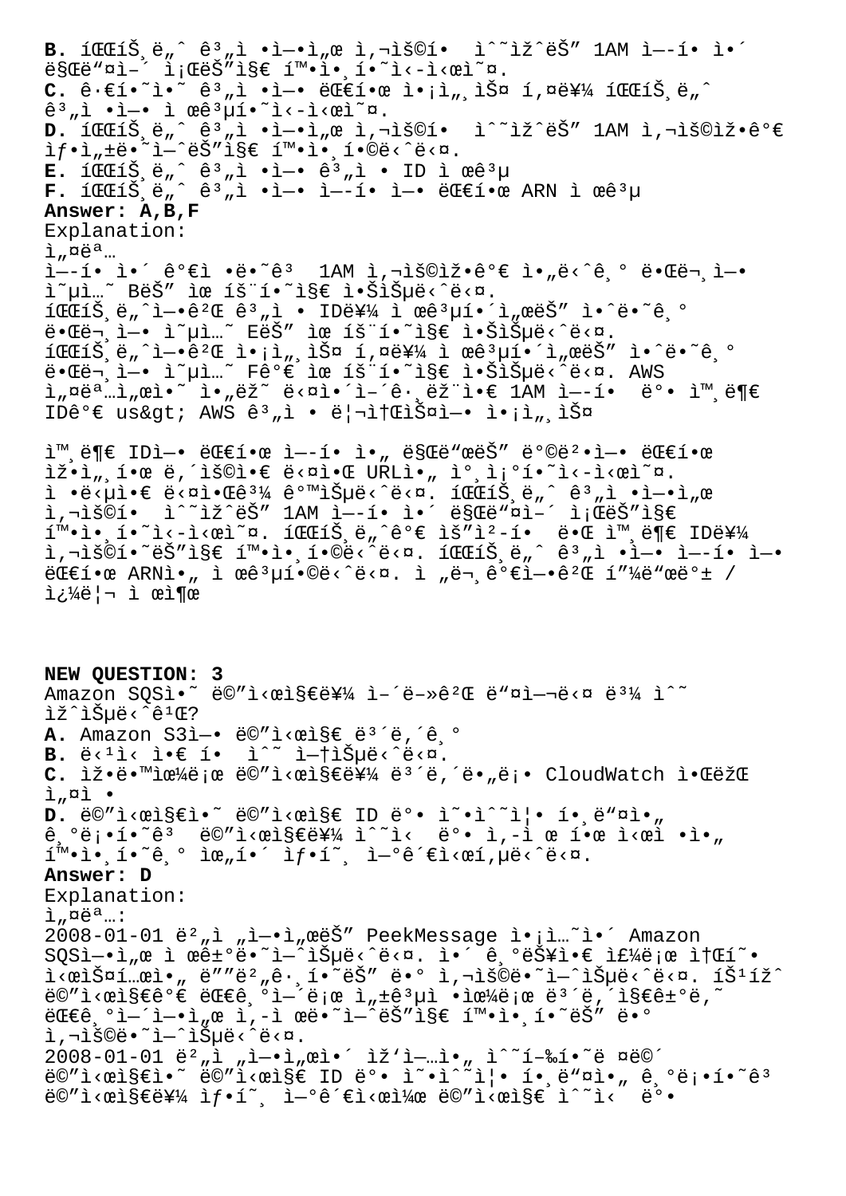**B.** íŒŒíŠ¸ë„ˆ ê³„ì •ì—ì„œ ì‚¬ìš©í•  ìˆ˜ìžˆëŠ" 1AM ì—­í• ì´ ë§Œë"¤ì–´ ì¡ŒëŠ"ì§€ í™•ì¸í•˜ì‹­ì‹œì˜¤.
**C.** ê·€í•˜ì˜ ê³„ì •ì—• ëŒ€í•œ ì•¡ì"¸ìŠ¤ í‚¤ë¥¼ íŒŒíŠ¸ë„ˆ ê³„ì •ì—• ì œê³µí•˜ì‹­ì‹œì˜¤.
**D.** íŒŒíŠ¸ë„ˆ ê³„ì •ì—•ì„œ ì‚¬ìš©í•  ìˆ˜ìžˆëŠ" 1AM ì‚¬ìš©ìž•ê°€ ìƒ•ì„±ë•˜ì—ˆëŠ"ì§€ í™•ì¸í•©ë‹ˆë‹¤.
**E.** íŒŒíŠ¸ë„ˆ ê³„ì •ì—• ê³„ì • ID ì œê³µ
**F.** íŒŒíŠ¸ë„ˆ ê³„ì •ì—• ì—­í• ì—• ëŒ€í•œ ARN ì œê³µ
**Answer: A,B,F**
Explanation:
ì„¤ëª…
ì—­í• ì´ ê°€ì •ë•˜ê³  1AM ì‚¬ìš©ìž•ê°€ ì•„ë‹ˆê¸° ë•Œë¬¸ì—• ì˜µì…˜ BëŠ" ìœ íš¨í•˜ì§€ ì•ŠìŠµë‹ˆë‹¤.
íŒŒíŠ¸ë„ˆì—•ê²Œ ê³„ì • IDë¥¼ ì œê³µí•´ì„œëŠ" ì•ˆë•˜ê¸° ë•Œë¬¸ì—• ì˜µì…˜ EëŠ" ìœ íš¨í•˜ì§€ ì•ŠìŠµë‹ˆë‹¤.
íŒŒíŠ¸ë„ˆì—•ê²Œ ì•¡ì„¸ìŠ¤ í‚¤ë¥¼ ì œê³µí•´ì„œëŠ" ì•ˆë•˜ê¸° ë•Œë¬¸ì—• ì˜µì…˜ Fê°€ ìœ íš¨í•˜ì§€ ì•ŠìŠµë‹ˆë‹¤. AWS ì„¤ëª…ì„œì˜ ì•„ëž˜ ë‹¤ì•´ì–´ê·¸ëž¨ì•€ 1AM ì—­í•  ë°• ì™¸ë¶€ IDê°€ us&gt; AWS ê³„ì • ë¦¬ì†ŒìŠ¤ì—• ì•¡ì„¸ìŠ¤

ì™¸ë¶€ IDì—• ëŒ€í•œ ì—­í• ì•„ ë§Œë"œëŠ" ë°©ë²•ì—• ëŒ€í•œ ìž•ì„¸í•œ ë‚´ìš©ì•€ ë‹¤ì•Œ URLì•„ ì°¸ì¡°í•˜ì‹­ì‹œì˜¤.
ì •ë‹µì•€ ë‹¤ì•Œê³¼ ê°™ìŠµë‹ˆë‹¤. íŒŒíŠ¸ë„ˆ ê³„ì •ì—•ì„œ ì‚¬ìš©í•  ìˆ˜ìžˆëŠ" 1AM ì—­í• ì´ ë§Œë"¤ì–´ ì¡ŒëŠ"ì§€ í™•ì¸í•˜ì‹­ì‹œì˜¤. íŒŒíŠ¸ë„ˆê°€ ìš"ì²­í•  ë•Œ ì™¸ë¶€ IDë¥¼ ì‚¬ìš©í•˜ëŠ"ì§€ í™•ì¸í•©ë‹ˆë‹¤. íŒŒíŠ¸ë„ˆ ê³„ì •ì—• ì—­í• ì—• ëŒ€í•œ ARNì•„ ì œê³µí•©ë‹ˆë‹¤. ì „ë¬¸ê°€ì—•ê²Œ í"¼ë"œë°± / ì¿¼ë¦¬ ì œì¶œ

**NEW QUESTION: 3**
Amazon SQSì•˜ ë©"ì‹œì§€ë¥¼ ì–´ë–»ê²Œ ë"¤ì—¬ë‹¤ ë³¼ ìˆ˜ ìžˆìŠµë‹ˆê¹Œ?
**A.** Amazon S3ì—• ë©"ì‹œì§€ ë³´ë‚´ê¸°
**B.** ë‹¹ì‹ ì•€ í•  ìˆ˜ ì—†ìŠµë‹ˆë‹¤.
**C.** ìž•ë•™ìœ¼ë¡œ ë©"ì‹œì§€ë¥¼ ë³´ë‚´ë„ë¡ CloudWatch ì•ŒëžŒ ì„¤ì •
**D.** ë©"ì‹œì§€ì•˜ ë©"ì‹œì§€ ID ë°• ìˆ˜ì‹ ì¦• í•¸ë"¤ì•„ ê¸°ë¡í•˜ê³  ë©"ì‹œì§€ë¥¼ ìˆ˜ì‹  ë°• ì‚­ì œ í•œ ì‹œì •ì•„ í™•ì¸í•˜ê¸° ìœ„í•´ ìƒ•í˜¸ ì—°ê´€ì‹œí‚µë‹ˆë‹¤.
**Answer: D**
Explanation:
ì„¤ëª…:
2008-01-01 ë²„ì „ì—•ì„œëŠ" PeekMessage ì•¡ì…˜ì•´ Amazon SQSì—•ì„œ ì œê±°ë•˜ì—ˆìŠµë‹ˆë‹¤. ì•´ ê¸°ëŠ¥ì•€ ì£¼ë¡œ ì†Œí˜• ì‹œìŠ¤í…œì•„ ë""ë²"ê·¸í•˜ëŠ" ë•° ì‚¬ìš©ë•˜ì—ˆìŠµë‹ˆë‹¤. íŠ¹ížˆ ë©"ì‹œì§€ê°€ ëŒ€ê¸°ì—´ë¡œ ì„±ê³µì  ì •ìœ¼ë¡œ ë³´ë‚´ì§€ê±°ë‚˜ ëŒ€ê¸°ì—´ì—•ì„œ ì‚­ì œ ë•˜ì—ˆëŠ"ì§€ í™•ì¸í•˜ëŠ" ë•° ì‚¬ìš©ë•˜ì—ˆìŠµë‹ˆë‹¤.
2008-01-01 ë²„ì „ì—•ì„œì•´ ìž'ì—…ì•„ ìˆ˜í–‰í•˜ë ¤ë©´ ë©"ì‹œì§€ì•˜ ë©"ì‹œì§€ ID ë°• ìˆ˜ì‹ ì¦• í•¸ë"¤ì•„ ê¸°ë¡í•˜ê³  ë©"ì‹œì§€ë¥¼ ìƒ•í˜¸ ì—°ê´€ì‹œì¼œ ë©"ì‹œì§€ ìˆ˜ì‹  ë°•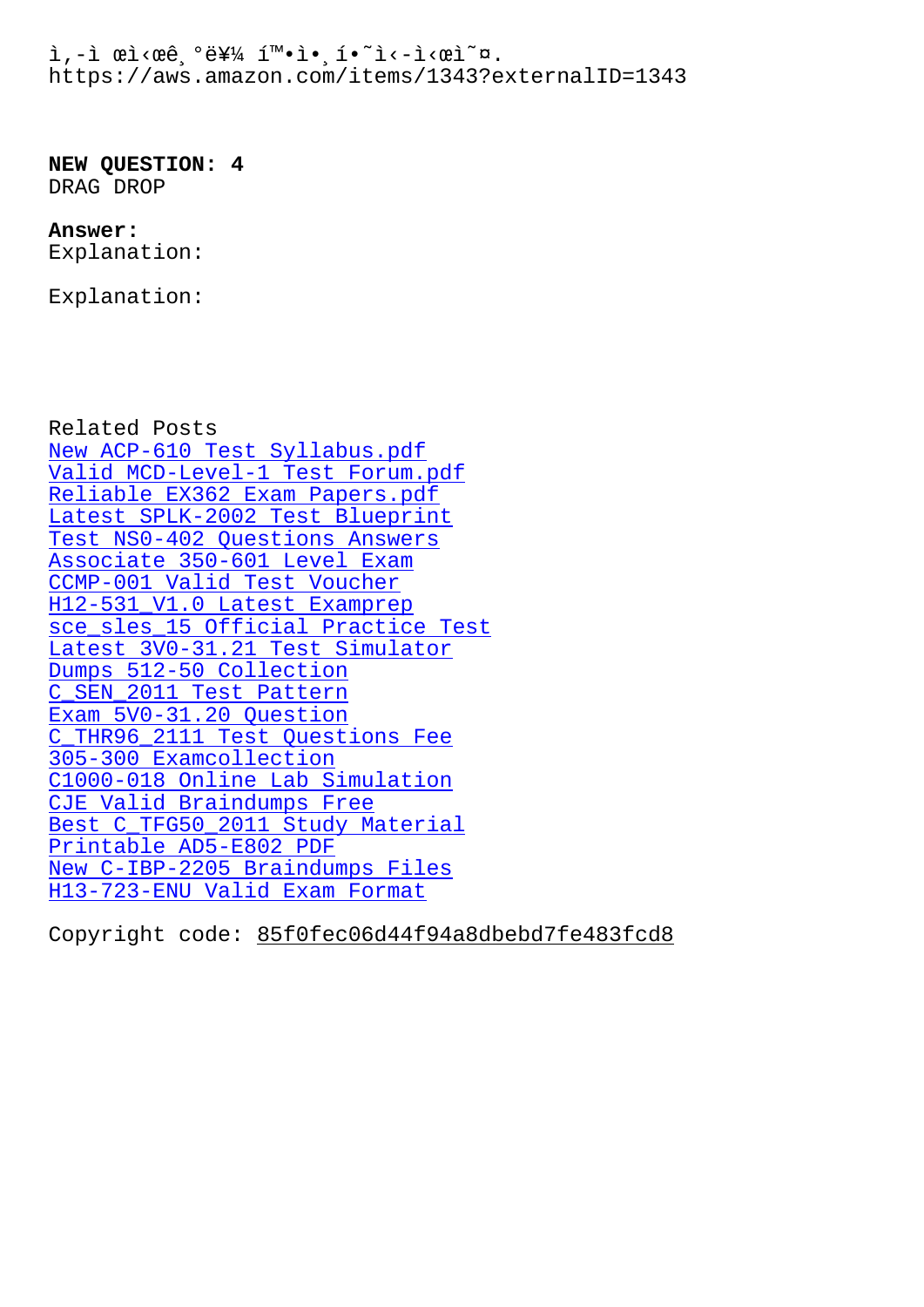ì,-ì œì‹œê¸°ë¥¼ í™•ì¸í•˜ì‹ì‹œì˜¤.
https://aws.amazon.com/items/1343?externalID=1343

**NEW QUESTION: 4**
DRAG DROP

**Answer:**
Explanation:

Explanation:

Related Posts
New ACP-610 Test Syllabus.pdf
Valid MCD-Level-1 Test Forum.pdf
Reliable EX362 Exam Papers.pdf
Latest SPLK-2002 Test Blueprint
Test NS0-402 Questions Answers
Associate 350-601 Level Exam
CCMP-001 Valid Test Voucher
H12-531_V1.0 Latest Examprep
sce_sles_15 Official Practice Test
Latest 3V0-31.21 Test Simulator
Dumps 512-50 Collection
C_SEN_2011 Test Pattern
Exam 5V0-31.20 Question
C_THR96_2111 Test Questions Fee
305-300 Examcollection
C1000-018 Online Lab Simulation
CJE Valid Braindumps Free
Best C_TFG50_2011 Study Material
Printable AD5-E802 PDF
New C-IBP-2205 Braindumps Files
H13-723-ENU Valid Exam Format

Copyright code: 85f0fec06d44f94a8dbebd7fe483fcd8